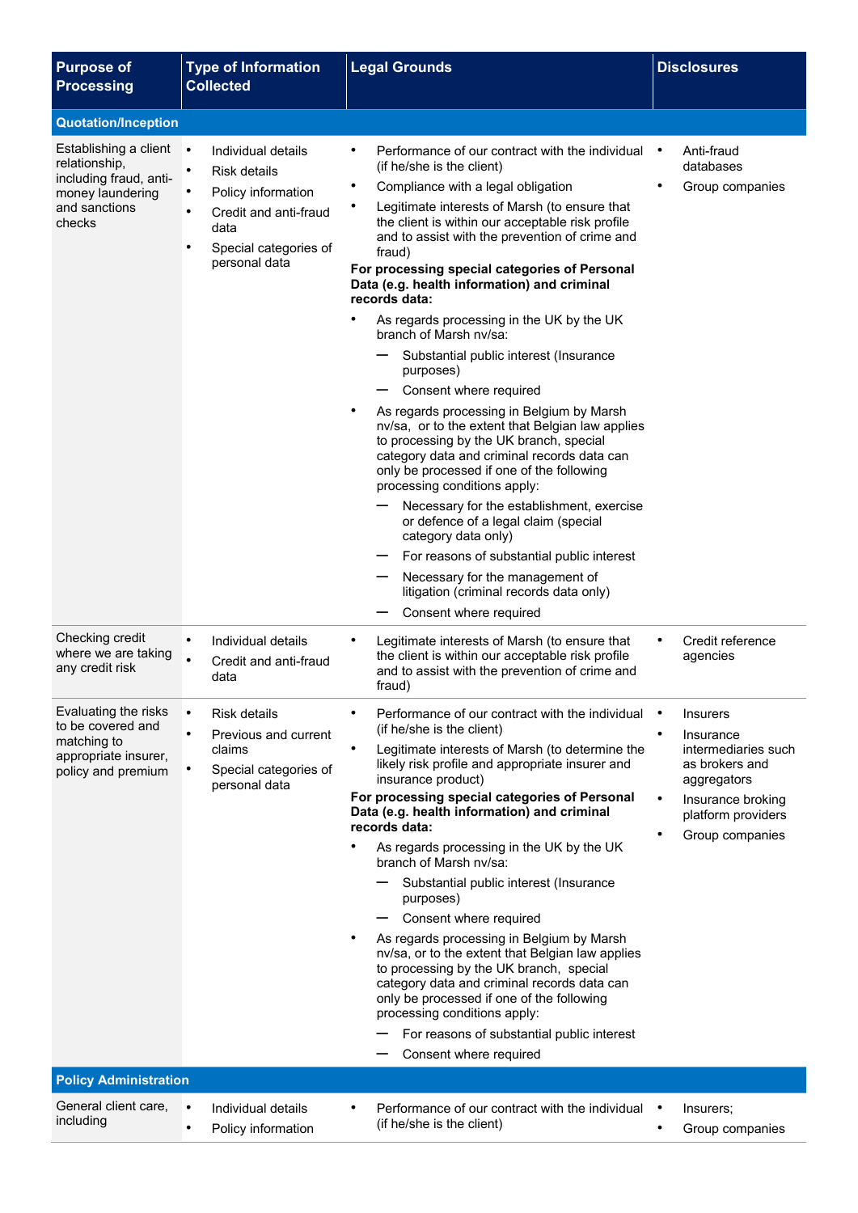| Purpose of Processing | Type of Information Collected | Legal Grounds | Disclosures |
|---|---|---|---|
| **Quotation/Inception** | | | |
| Establishing a client relationship, including fraud, anti-money laundering and sanctions checks | • Individual details<br>• Risk details<br>• Policy information<br>• Credit and anti-fraud data<br>• Special categories of personal data | • Performance of our contract with the individual (if he/she is the client)<br>• Compliance with a legal obligation<br>• Legitimate interests of Marsh (to ensure that the client is within our acceptable risk profile and to assist with the prevention of crime and fraud)<br>**For processing special categories of Personal Data (e.g. health information) and criminal records data:**<br>• As regards processing in the UK by the UK branch of Marsh nv/sa:<br>— Substantial public interest (Insurance purposes)<br>— Consent where required<br>• As regards processing in Belgium by Marsh nv/sa, or to the extent that Belgian law applies to processing by the UK branch, special category data and criminal records data can only be processed if one of the following processing conditions apply:<br>— Necessary for the establishment, exercise or defence of a legal claim (special category data only)<br>— For reasons of substantial public interest<br>— Necessary for the management of litigation (criminal records data only)<br>— Consent where required | • Anti-fraud databases<br>• Group companies |
| Checking credit where we are taking any credit risk | • Individual details<br>• Credit and anti-fraud data | • Legitimate interests of Marsh (to ensure that the client is within our acceptable risk profile and to assist with the prevention of crime and fraud) | • Credit reference agencies |
| Evaluating the risks to be covered and matching to appropriate insurer, policy and premium | • Risk details<br>• Previous and current claims<br>• Special categories of personal data | • Performance of our contract with the individual (if he/she is the client)<br>• Legitimate interests of Marsh (to determine the likely risk profile and appropriate insurer and insurance product)<br>**For processing special categories of Personal Data (e.g. health information) and criminal records data:**<br>• As regards processing in the UK by the UK branch of Marsh nv/sa:<br>— Substantial public interest (Insurance purposes)<br>— Consent where required<br>• As regards processing in Belgium by Marsh nv/sa, or to the extent that Belgian law applies to processing by the UK branch, special category data and criminal records data can only be processed if one of the following processing conditions apply:<br>— For reasons of substantial public interest<br>— Consent where required | • Insurers<br>• Insurance intermediaries such as brokers and aggregators<br>• Insurance broking platform providers<br>• Group companies |
| **Policy Administration** | | | |
| General client care, including | • Individual details<br>• Policy information | • Performance of our contract with the individual (if he/she is the client) | • Insurers;<br>• Group companies |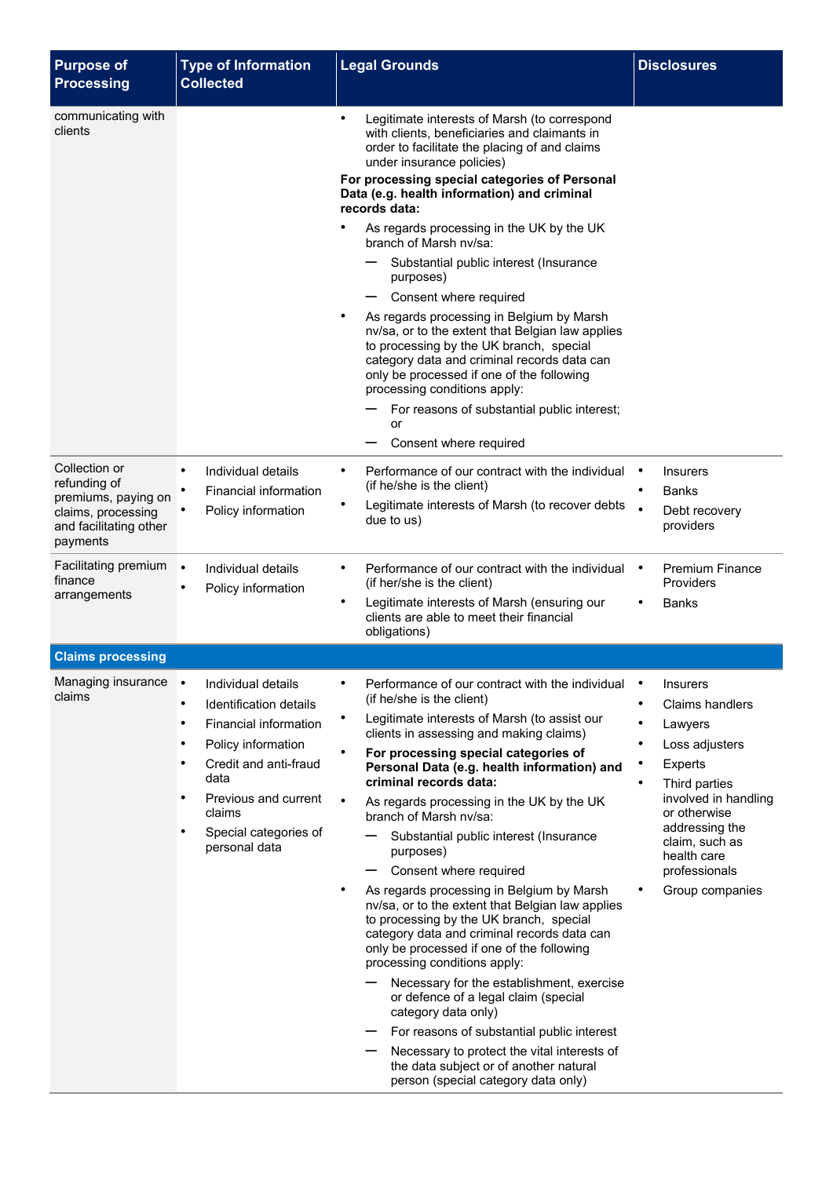| Purpose of Processing | Type of Information Collected | Legal Grounds | Disclosures |
|---|---|---|---|
| communicating with clients | | • Legitimate interests of Marsh (to correspond with clients, beneficiaries and claimants in order to facilitate the placing of and claims under insurance policies)<br>**For processing special categories of Personal Data (e.g. health information) and criminal records data:**<br>• As regards processing in the UK by the UK branch of Marsh nv/sa:<br>— Substantial public interest (Insurance purposes)<br>— Consent where required<br>• As regards processing in Belgium by Marsh nv/sa, or to the extent that Belgian law applies to processing by the UK branch, special category data and criminal records data can only be processed if one of the following processing conditions apply:<br>— For reasons of substantial public interest; or<br>— Consent where required | |
| Collection or refunding of premiums, paying on claims, processing claims, processing and facilitating other payments | • Individual details<br>• Financial information<br>• Policy information | • Performance of our contract with the individual (if he/she is the client)<br>• Legitimate interests of Marsh (to recover debts due to us) | • Insurers<br>• Banks<br>• Debt recovery providers |
| Facilitating premium finance arrangements | • Individual details<br>• Policy information | • Performance of our contract with the individual (if her/she is the client)<br>• Legitimate interests of Marsh (ensuring our clients are able to meet their financial obligations) | • Premium Finance Providers<br>• Banks |
| **Claims processing** | | | |
| Managing insurance claims | • Individual details<br>• Identification details<br>• Financial information<br>• Policy information<br>• Credit and anti-fraud data<br>• Previous and current claims<br>• Special categories of personal data | • Performance of our contract with the individual (if he/she is the client)<br>• Legitimate interests of Marsh (to assist our clients in assessing and making claims)<br>• **For processing special categories of Personal Data (e.g. health information) and criminal records data:**<br>• As regards processing in the UK by the UK branch of Marsh nv/sa:<br>— Substantial public interest (Insurance purposes)<br>— Consent where required<br>• As regards processing in Belgium by Marsh nv/sa, or to the extent that Belgian law applies to processing by the UK branch, special category data and criminal records data can only be processed if one of the following processing conditions apply:<br>— Necessary for the establishment, exercise or defence of a legal claim (special category data only)<br>— For reasons of substantial public interest<br>— Necessary to protect the vital interests of the data subject or of another natural person (special category data only) | • Insurers<br>• Claims handlers<br>• Lawyers<br>• Loss adjusters<br>• Experts<br>• Third parties involved in handling or otherwise addressing the claim, such as health care professionals<br>• Group companies |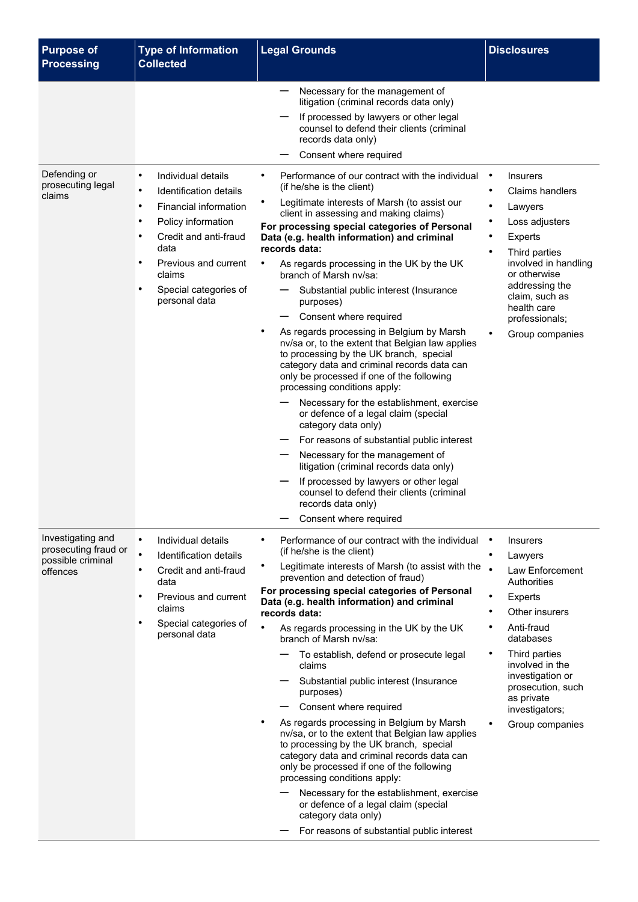| Purpose of Processing | Type of Information Collected | Legal Grounds | Disclosures |
|---|---|---|---|
| | | — Necessary for the management of litigation (criminal records data only)<br>— If processed by lawyers or other legal counsel to defend their clients (criminal records data only)<br>— Consent where required | |
| Defending or prosecuting legal claims | • Individual details<br>• Identification details<br>• Financial information<br>• Policy information<br>• Credit and anti-fraud data<br>• Previous and current claims<br>• Special categories of personal data | • Performance of our contract with the individual (if he/she is the client)<br>• Legitimate interests of Marsh (to assist our client in assessing and making claims)<br>**For processing special categories of Personal Data (e.g. health information) and criminal records data:**<br>• As regards processing in the UK by the UK branch of Marsh nv/sa:<br>— Substantial public interest (Insurance purposes)<br>— Consent where required<br>• As regards processing in Belgium by Marsh nv/sa or, to the extent that Belgian law applies to processing by the UK branch, special category data and criminal records data can only be processed if one of the following processing conditions apply:<br>— Necessary for the establishment, exercise or defence of a legal claim (special category data only)<br>— For reasons of substantial public interest<br>— Necessary for the management of litigation (criminal records data only)<br>— If processed by lawyers or other legal counsel to defend their clients (criminal records data only)<br>— Consent where required | • Insurers<br>• Claims handlers<br>• Lawyers<br>• Loss adjusters<br>• Experts<br>• Third parties involved in handling or otherwise addressing the claim, such as health care professionals;<br>• Group companies |
| Investigating and prosecuting fraud or possible criminal offences | • Individual details<br>• Identification details<br>• Credit and anti-fraud data<br>• Previous and current claims<br>• Special categories of personal data | • Performance of our contract with the individual (if he/she is the client)<br>• Legitimate interests of Marsh (to assist with the prevention and detection of fraud)<br>**For processing special categories of Personal Data (e.g. health information) and criminal records data:**<br>• As regards processing in the UK by the UK branch of Marsh nv/sa:<br>— To establish, defend or prosecute legal claims<br>— Substantial public interest (Insurance purposes)<br>— Consent where required<br>• As regards processing in Belgium by Marsh nv/sa, or to the extent that Belgian law applies to processing by the UK branch, special category data and criminal records data can only be processed if one of the following processing conditions apply:<br>— Necessary for the establishment, exercise or defence of a legal claim (special category data only)<br>— For reasons of substantial public interest | • Insurers<br>• Lawyers<br>• Law Enforcement Authorities<br>• Experts<br>• Other insurers<br>• Anti-fraud databases<br>• Third parties involved in the investigation or prosecution, such as private investigators;<br>• Group companies |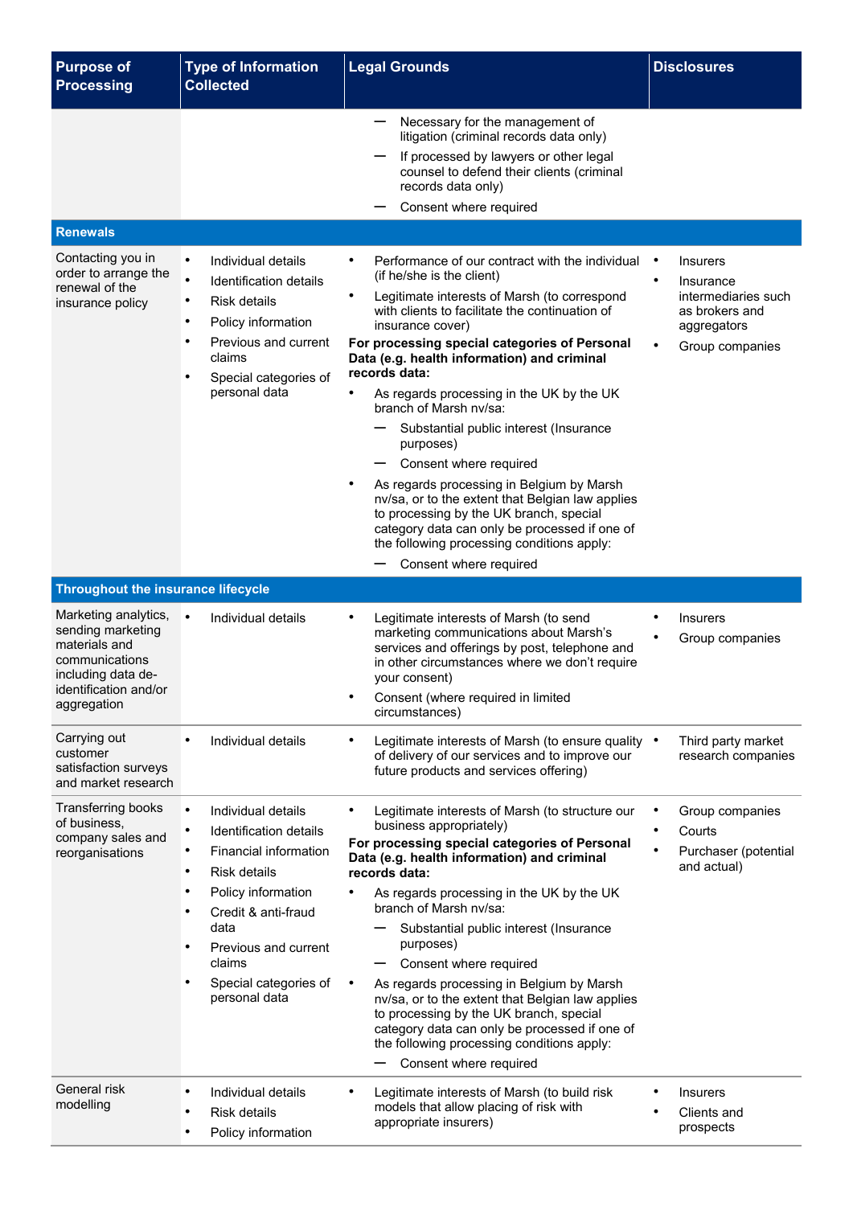| Purpose of Processing | Type of Information Collected | Legal Grounds | Disclosures |
|---|---|---|---|
| | | — Necessary for the management of litigation (criminal records data only)<br>— If processed by lawyers or other legal counsel to defend their clients (criminal records data only)<br>— Consent where required | |
| **Renewals** | | | |
| Contacting you in order to arrange the renewal of the insurance policy | • Individual details<br>• Identification details<br>• Risk details<br>• Policy information<br>• Previous and current claims<br>• Special categories of personal data | • Performance of our contract with the individual (if he/she is the client)<br>• Legitimate interests of Marsh (to correspond with clients to facilitate the continuation of insurance cover)<br>**For processing special categories of Personal Data (e.g. health information) and criminal records data:**<br>• As regards processing in the UK by the UK branch of Marsh nv/sa:<br>— Substantial public interest (Insurance purposes)<br>— Consent where required<br>• As regards processing in Belgium by Marsh nv/sa, or to the extent that Belgian law applies to processing by the UK branch, special category data can only be processed if one of the following processing conditions apply:<br>— Consent where required | • Insurers<br>• Insurance intermediaries such as brokers and aggregators<br>• Group companies |
| **Throughout the insurance lifecycle** | | | |
| Marketing analytics, sending marketing materials and communications including data de-identification and/or aggregation | • Individual details | • Legitimate interests of Marsh (to send marketing communications about Marsh's services and offerings by post, telephone and in other circumstances where we don't require your consent)<br>• Consent (where required in limited circumstances) | • Insurers<br>• Group companies |
| Carrying out customer satisfaction surveys and market research | • Individual details | • Legitimate interests of Marsh (to ensure quality of delivery of our services and to improve our future products and services offering) | • Third party market research companies |
| Transferring books of business, company sales and reorganisations | • Individual details<br>• Identification details<br>• Financial information<br>• Risk details<br>• Policy information<br>• Credit & anti-fraud data<br>• Previous and current claims<br>• Special categories of personal data | • Legitimate interests of Marsh (to structure our business appropriately)<br>**For processing special categories of Personal Data (e.g. health information) and criminal records data:**<br>• As regards processing in the UK by the UK branch of Marsh nv/sa:<br>— Substantial public interest (Insurance purposes)<br>— Consent where required<br>• As regards processing in Belgium by Marsh nv/sa, or to the extent that Belgian law applies to processing by the UK branch, special category data can only be processed if one of the following processing conditions apply:<br>— Consent where required | • Group companies<br>• Courts<br>• Purchaser (potential and actual) |
| General risk modelling | • Individual details<br>• Risk details<br>• Policy information | • Legitimate interests of Marsh (to build risk models that allow placing of risk with appropriate insurers) | • Insurers<br>• Clients and prospects |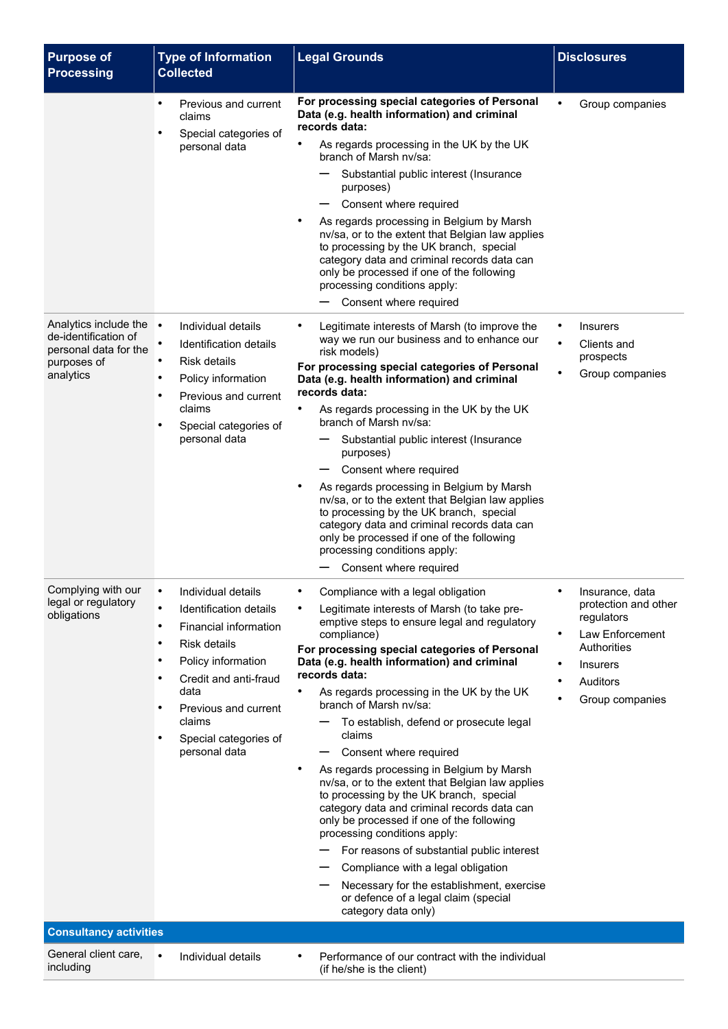| Purpose of Processing | Type of Information Collected | Legal Grounds | Disclosures |
| --- | --- | --- | --- |
| | • Previous and current claims<br>• Special categories of personal data | **For processing special categories of Personal Data (e.g. health information) and criminal records data:**<br>• As regards processing in the UK by the UK branch of Marsh nv/sa:<br>— Substantial public interest (Insurance purposes)<br>— Consent where required<br>• As regards processing in Belgium by Marsh nv/sa, or to the extent that Belgian law applies to processing by the UK branch, special category data and criminal records data can only be processed if one of the following processing conditions apply:<br>— Consent where required | • Group companies |
| Analytics include the de-identification of personal data for the purposes of analytics | • Individual details<br>• Identification details<br>• Risk details<br>• Policy information<br>• Previous and current claims<br>• Special categories of personal data | • Legitimate interests of Marsh (to improve the way we run our business and to enhance our risk models)<br>**For processing special categories of Personal Data (e.g. health information) and criminal records data:**<br>• As regards processing in the UK by the UK branch of Marsh nv/sa:<br>— Substantial public interest (Insurance purposes)<br>— Consent where required<br>• As regards processing in Belgium by Marsh nv/sa, or to the extent that Belgian law applies to processing by the UK branch, special category data and criminal records data can only be processed if one of the following processing conditions apply:<br>— Consent where required | • Insurers<br>• Clients and prospects<br>• Group companies |
| Complying with our legal or regulatory obligations | • Individual details<br>• Identification details<br>• Financial information<br>• Risk details<br>• Policy information<br>• Credit and anti-fraud data<br>• Previous and current claims<br>• Special categories of personal data | • Compliance with a legal obligation<br>• Legitimate interests of Marsh (to take pre-emptive steps to ensure legal and regulatory compliance)<br>**For processing special categories of Personal Data (e.g. health information) and criminal records data:**<br>• As regards processing in the UK by the UK branch of Marsh nv/sa:<br>— To establish, defend or prosecute legal claims<br>— Consent where required<br>• As regards processing in Belgium by Marsh nv/sa, or to the extent that Belgian law applies to processing by the UK branch, special category data and criminal records data can only be processed if one of the following processing conditions apply:<br>— For reasons of substantial public interest<br>— Compliance with a legal obligation<br>— Necessary for the establishment, exercise or defence of a legal claim (special category data only) | • Insurance, data protection and other regulators<br>• Law Enforcement Authorities<br>• Insurers<br>• Auditors<br>• Group companies |
| **Consultancy activities** | | | |
| General client care, including | • Individual details | • Performance of our contract with the individual (if he/she is the client) | |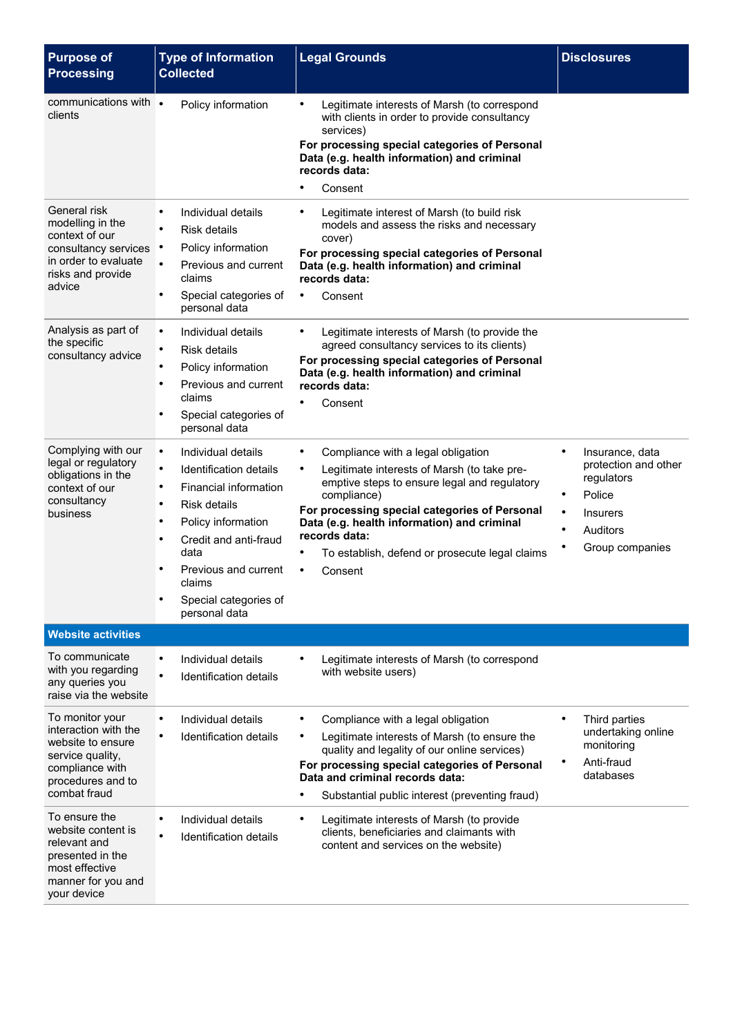| Purpose of Processing | Type of Information Collected | Legal Grounds | Disclosures |
|---|---|---|---|
| communications with clients | • Policy information | • Legitimate interests of Marsh (to correspond with clients in order to provide consultancy services)<br>**For processing special categories of Personal Data (e.g. health information) and criminal records data:**<br>• Consent | |
| General risk modelling in the context of our consultancy services in order to evaluate risks and provide advice | • Individual details<br>• Risk details<br>• Policy information<br>• Previous and current claims<br>• Special categories of personal data | • Legitimate interest of Marsh (to build risk models and assess the risks and necessary cover)<br>**For processing special categories of Personal Data (e.g. health information) and criminal records data:**<br>• Consent | |
| Analysis as part of the specific consultancy advice | • Individual details<br>• Risk details<br>• Policy information<br>• Previous and current claims<br>• Special categories of personal data | • Legitimate interests of Marsh (to provide the agreed consultancy services to its clients)<br>**For processing special categories of Personal Data (e.g. health information) and criminal records data:**<br>• Consent | |
| Complying with our legal or regulatory obligations in the context of our consultancy business | • Individual details<br>• Identification details<br>• Financial information<br>• Risk details<br>• Policy information<br>• Credit and anti-fraud data<br>• Previous and current claims<br>• Special categories of personal data | • Compliance with a legal obligation<br>• Legitimate interests of Marsh (to take pre-emptive steps to ensure legal and regulatory compliance)<br>**For processing special categories of Personal Data (e.g. health information) and criminal records data:**<br>• To establish, defend or prosecute legal claims<br>• Consent | • Insurance, data protection and other regulators<br>• Police<br>• Insurers<br>• Auditors<br>• Group companies |
| **Website activities** | | | |
| To communicate with you regarding any queries you raise via the website | • Individual details<br>• Identification details | • Legitimate interests of Marsh (to correspond with website users) | |
| To monitor your interaction with the website to ensure service quality, compliance with procedures and to combat fraud | • Individual details<br>• Identification details | • Compliance with a legal obligation<br>• Legitimate interests of Marsh (to ensure the quality and legality of our online services)<br>**For processing special categories of Personal Data and criminal records data:**<br>• Substantial public interest (preventing fraud) | • Third parties undertaking online monitoring<br>• Anti-fraud databases |
| To ensure the website content is relevant and presented in the most effective manner for you and your device | • Individual details<br>• Identification details | • Legitimate interests of Marsh (to provide clients, beneficiaries and claimants with content and services on the website) | |